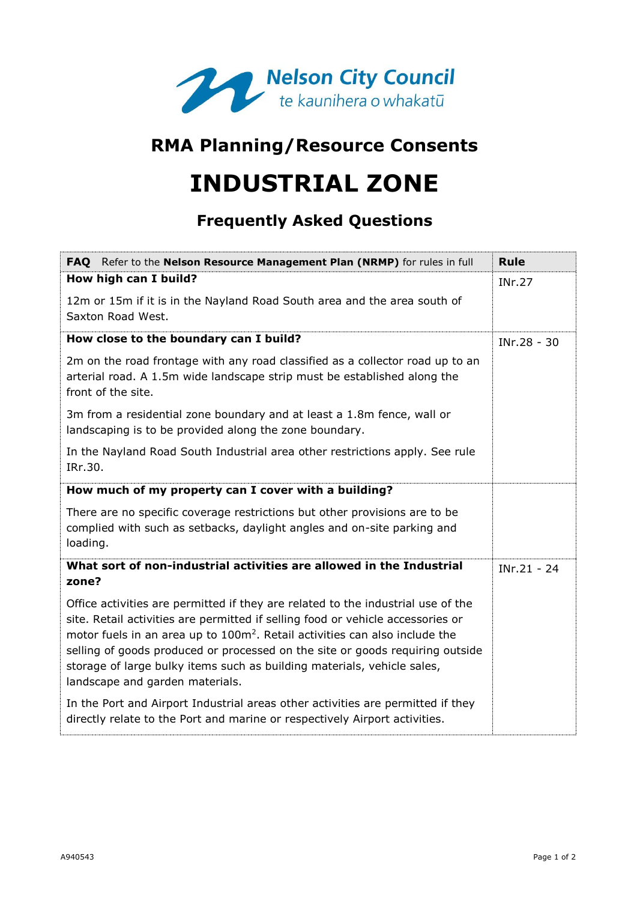Nelson City Council
te kaunihera o whakatū

## RMA Planning/Resource Consents

# INDUSTRIAL ZONE

### Frequently Asked Questions

| **FAQ** Refer to the **Nelson Resource Management Plan (NRMP)** for rules in full | **Rule** |
|---|---|
| **How high can I build?**<br><br>12m or 15m if it is in the Nayland Road South area and the area south of Saxton Road West. | INr.27 |
| **How close to the boundary can I build?**<br><br>2m on the road frontage with any road classified as a collector road up to an arterial road. A 1.5m wide landscape strip must be established along the front of the site.<br><br>3m from a residential zone boundary and at least a 1.8m fence, wall or landscaping is to be provided along the zone boundary.<br><br>In the Nayland Road South Industrial area other restrictions apply. See rule IRr.30. | INr.28 - 30 |
| **How much of my property can I cover with a building?**<br><br>There are no specific coverage restrictions but other provisions are to be complied with such as setbacks, daylight angles and on-site parking and loading. | |
| **What sort of non-industrial activities are allowed in the Industrial zone?**<br><br>Office activities are permitted if they are related to the industrial use of the site. Retail activities are permitted if selling food or vehicle accessories or motor fuels in an area up to 100m$^2$. Retail activities can also include the selling of goods produced or processed on the site or goods requiring outside storage of large bulky items such as building materials, vehicle sales, landscape and garden materials.<br><br>In the Port and Airport Industrial areas other activities are permitted if they directly relate to the Port and marine or respectively Airport activities. | INr.21 - 24 |

A940543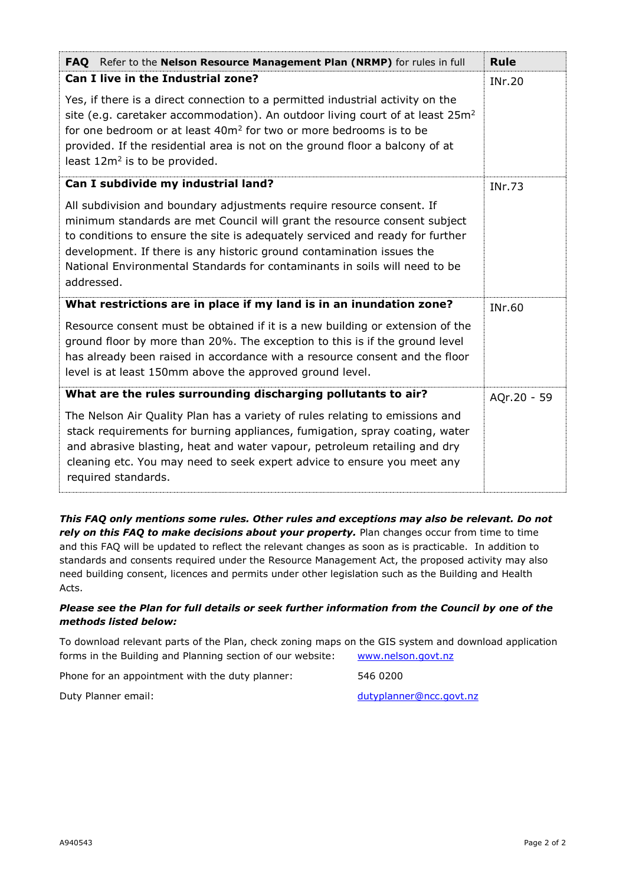| **FAQ** Refer to the **Nelson Resource Management Plan (NRMP)** for rules in full | **Rule** |
|---|---|
| **Can I live in the Industrial zone?**<br><br>Yes, if there is a direct connection to a permitted industrial activity on the site (e.g. caretaker accommodation). An outdoor living court of at least $25m^2$ for one bedroom or at least $40m^2$ for two or more bedrooms is to be provided. If the residential area is not on the ground floor a balcony of at least $12m^2$ is to be provided. | INr.20 |
| **Can I subdivide my industrial land?**<br><br>All subdivision and boundary adjustments require resource consent. If minimum standards are met Council will grant the resource consent subject to conditions to ensure the site is adequately serviced and ready for further development. If there is any historic ground contamination issues the National Environmental Standards for contaminants in soils will need to be addressed. | INr.73 |
| **What restrictions are in place if my land is in an inundation zone?**<br><br>Resource consent must be obtained if it is a new building or extension of the ground floor by more than 20%. The exception to this is if the ground level has already been raised in accordance with a resource consent and the floor level is at least 150mm above the approved ground level. | INr.60 |
| **What are the rules surrounding discharging pollutants to air?**<br><br>The Nelson Air Quality Plan has a variety of rules relating to emissions and stack requirements for burning appliances, fumigation, spray coating, water and abrasive blasting, heat and water vapour, petroleum retailing and dry cleaning etc. You may need to seek expert advice to ensure you meet any required standards. | AQr.20 - 59 |

***This FAQ only mentions some rules. Other rules and exceptions may also be relevant. Do not rely on this FAQ to make decisions about your property.*** Plan changes occur from time to time and this FAQ will be updated to reflect the relevant changes as soon as is practicable. In addition to standards and consents required under the Resource Management Act, the proposed activity may also need building consent, licences and permits under other legislation such as the Building and Health Acts.

***Please see the Plan for full details or seek further information from the Council by one of the methods listed below:***

| | |
|---|---|
| To download relevant parts of the Plan, check zoning maps on the GIS system and download application forms in the Building and Planning section of our website: | www.nelson.govt.nz |
| Phone for an appointment with the duty planner: | 546 0200 |
| Duty Planner email: | dutyplanner@ncc.govt.nz |

A940543